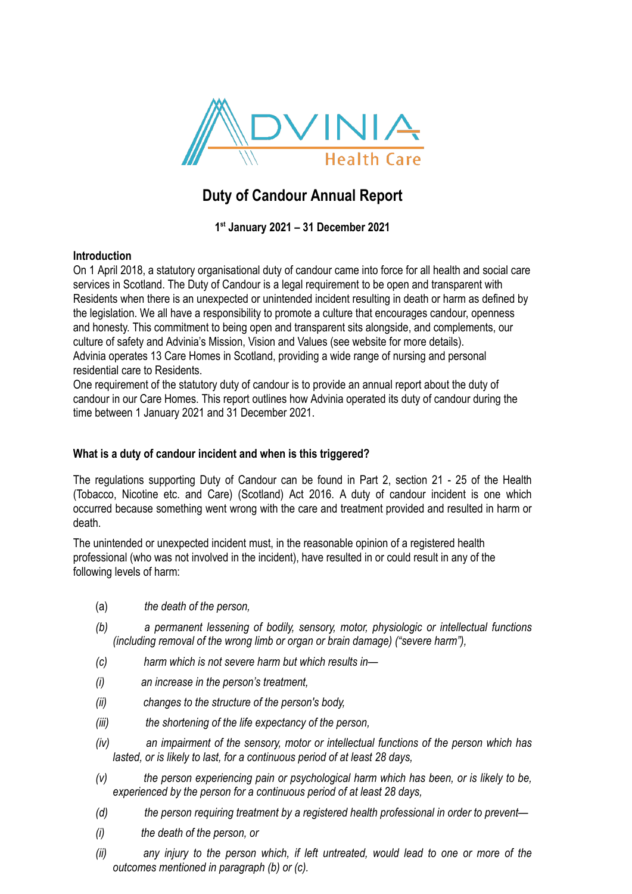# Duty of Candour Annual Report

**1st January 2021 – 31 December 2021**

**Introduction**

On 1 April 2018, a statutory organisational duty of candour came into force for all health and social care services in Scotland. The Duty of Candour is a legal requirement to be open and transparent with Residents when there is an unexpected or unintended incident resulting in death or harm as defined by the legislation. We all have a responsibility to promote a culture that encourages candour, openness and honesty. This commitment to being open and transparent sits alongside, and complements, our culture of safety and Advinia's Mission, Vision and Values (see website for more details).

Advinia operates 13 Care Homes in Scotland, providing a wide range of nursing and personal residential care to Residents.

One requirement of the statutory duty of candour is to provide an annual report about the duty of candour in our Care Homes. This report outlines how Advinia operated its duty of candour during the time between 1 January 2021 and 31 December 2021.

**What is a duty of candour incident and when is this triggered?**

The regulations supporting Duty of Candour can be found in Part 2, section 21 - 25 of the Health (Tobacco, Nicotine etc. and Care) (Scotland) Act 2016. A duty of candour incident is one which occurred because something went wrong with the care and treatment provided and resulted in harm or death.

The unintended or unexpected incident must, in the reasonable opinion of a registered health professional (who was not involved in the incident), have resulted in or could result in any of the following levels of harm:

(a) *the death of the person,*

*(b) a permanent lessening of bodily, sensory, motor, physiologic or intellectual functions (including removal of the wrong limb or organ or brain damage) ("severe harm"),*

*(c) harm which is not severe harm but which results in—*

*(i) an increase in the person's treatment,*

*(ii) changes to the structure of the person's body,*

*(iii) the shortening of the life expectancy of the person,*

*(iv) an impairment of the sensory, motor or intellectual functions of the person which has lasted, or is likely to last, for a continuous period of at least 28 days,*

*(v) the person experiencing pain or psychological harm which has been, or is likely to be, experienced by the person for a continuous period of at least 28 days,*

*(d) the person requiring treatment by a registered health professional in order to prevent—*

*(i) the death of the person, or*

*(ii) any injury to the person which, if left untreated, would lead to one or more of the outcomes mentioned in paragraph (b) or (c).*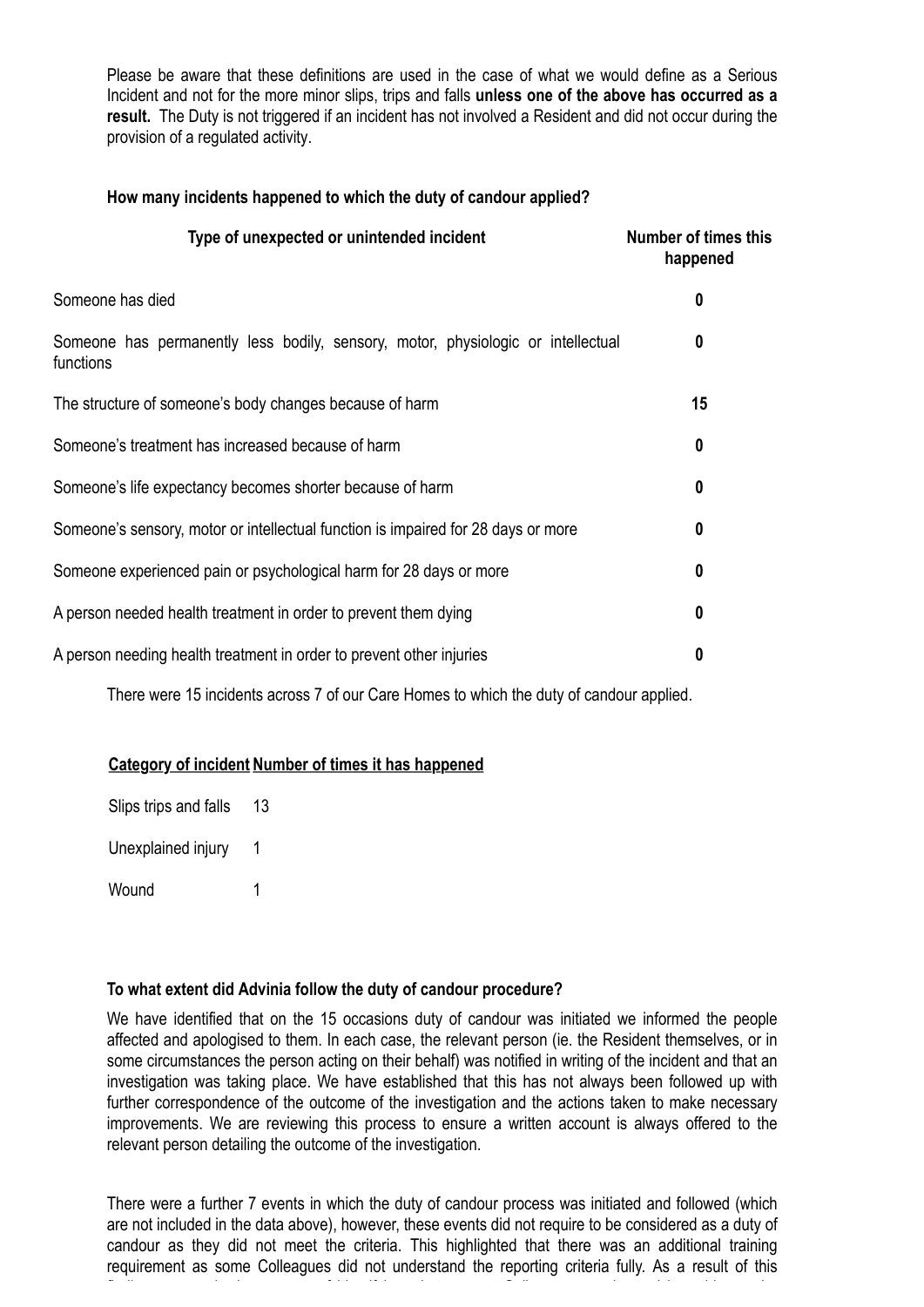Please be aware that these definitions are used in the case of what we would define as a Serious Incident and not for the more minor slips, trips and falls **unless one of the above has occurred as a result.** The Duty is not triggered if an incident has not involved a Resident and did not occur during the provision of a regulated activity.

**How many incidents happened to which the duty of candour applied?**

| Type of unexpected or unintended incident | Number of times this happened |
|---|---|
| Someone has died | **0** |
| Someone has permanently less bodily, sensory, motor, physiologic or intellectual functions | **0** |
| The structure of someone's body changes because of harm | **15** |
| Someone's treatment has increased because of harm | **0** |
| Someone's life expectancy becomes shorter because of harm | **0** |
| Someone's sensory, motor or intellectual function is impaired for 28 days or more | **0** |
| Someone experienced pain or psychological harm for 28 days or more | **0** |
| A person needed health treatment in order to prevent them dying | **0** |
| A person needing health treatment in order to prevent other injuries | **0** |

There were 15 incidents across 7 of our Care Homes to which the duty of candour applied.

| Category of incident | Number of times it has happened |
|---|---|
| Slips trips and falls | 13 |
| Unexplained injury | 1 |
| Wound | 1 |

**To what extent did Advinia follow the duty of candour procedure?**

We have identified that on the 15 occasions duty of candour was initiated we informed the people affected and apologised to them. In each case, the relevant person (ie. the Resident themselves, or in some circumstances the person acting on their behalf) was notified in writing of the incident and that an investigation was taking place. We have established that this has not always been followed up with further correspondence of the outcome of the investigation and the actions taken to make necessary improvements. We are reviewing this process to ensure a written account is always offered to the relevant person detailing the outcome of the investigation.

There were a further 7 events in which the duty of candour process was initiated and followed (which are not included in the data above), however, these events did not require to be considered as a duty of candour as they did not meet the criteria. This highlighted that there was an additional training requirement as some Colleagues did not understand the reporting criteria fully. As a result of this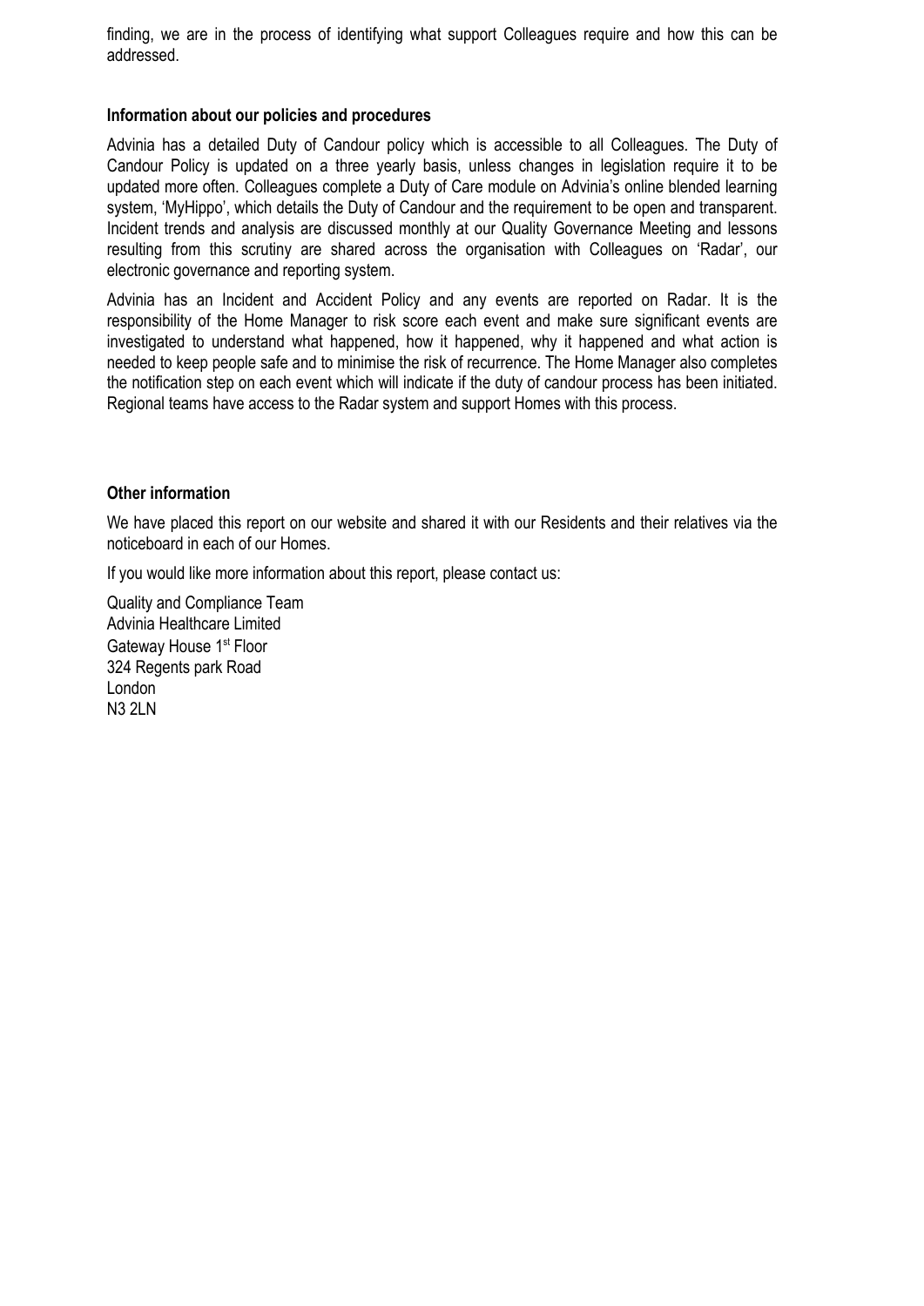finding, we are in the process of identifying what support Colleagues require and how this can be addressed.

**Information about our policies and procedures**

Advinia has a detailed Duty of Candour policy which is accessible to all Colleagues. The Duty of Candour Policy is updated on a three yearly basis, unless changes in legislation require it to be updated more often. Colleagues complete a Duty of Care module on Advinia's online blended learning system, 'MyHippo', which details the Duty of Candour and the requirement to be open and transparent. Incident trends and analysis are discussed monthly at our Quality Governance Meeting and lessons resulting from this scrutiny are shared across the organisation with Colleagues on 'Radar', our electronic governance and reporting system.

Advinia has an Incident and Accident Policy and any events are reported on Radar. It is the responsibility of the Home Manager to risk score each event and make sure significant events are investigated to understand what happened, how it happened, why it happened and what action is needed to keep people safe and to minimise the risk of recurrence. The Home Manager also completes the notification step on each event which will indicate if the duty of candour process has been initiated. Regional teams have access to the Radar system and support Homes with this process.

**Other information**

We have placed this report on our website and shared it with our Residents and their relatives via the noticeboard in each of our Homes.

If you would like more information about this report, please contact us:

Quality and Compliance Team
Advinia Healthcare Limited
Gateway House 1st Floor
324 Regents park Road
London
N3 2LN